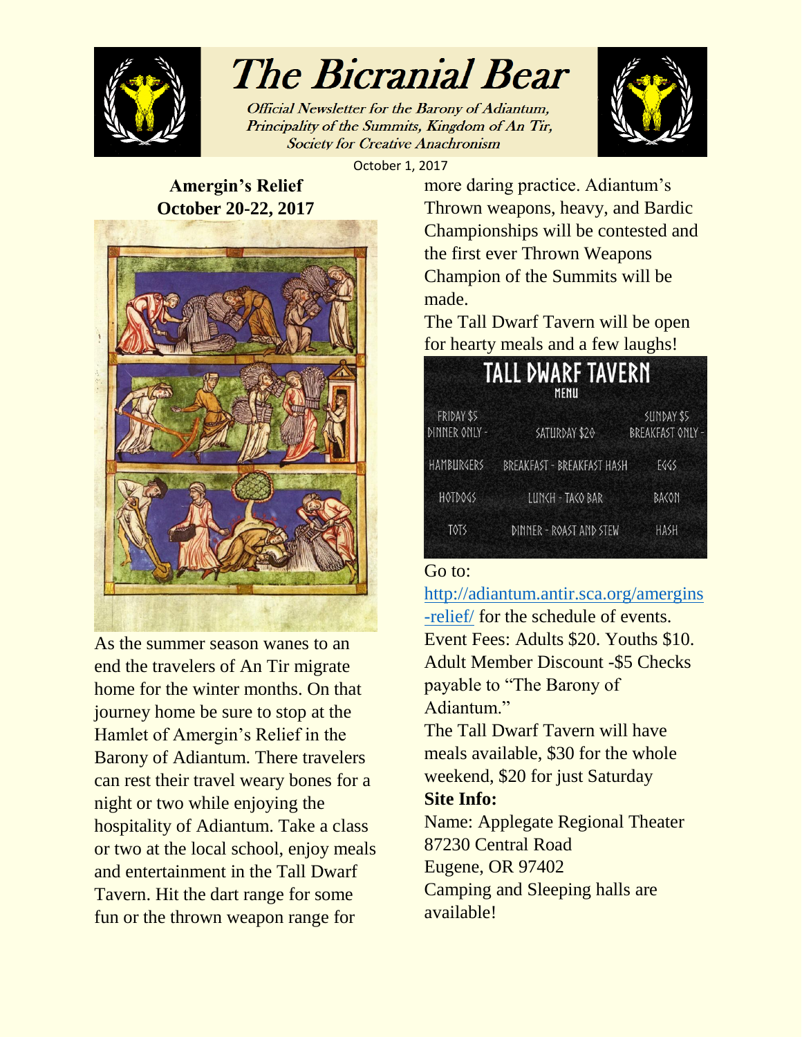# The Bicranial Bear

*Official Newsletter for the Barony of Adiantum, Principality of the Summits, Kingdom of An Tir, Society for Creative Anachronism*

October 1, 2017

## Amergin's Relief
## October 20-22, 2017

As the summer season wanes to an end the travelers of An Tir migrate home for the winter months. On that journey home be sure to stop at the Hamlet of Amergin's Relief in the Barony of Adiantum. There travelers can rest their travel weary bones for a night or two while enjoying the hospitality of Adiantum. Take a class or two at the local school, enjoy meals and entertainment in the Tall Dwarf Tavern. Hit the dart range for some fun or the thrown weapon range for more daring practice. Adiantum's Thrown weapons, heavy, and Bardic Championships will be contested and the first ever Thrown Weapons Champion of the Summits will be made.

The Tall Dwarf Tavern will be open for hearty meals and a few laughs!

**TALL DWARF TAVERN**
MENU

| FRIDAY $5 DINNER ONLY - | SATURDAY $20 | SUNDAY $5 BREAKFAST ONLY - |
|---|---|---|
| HAMBURGERS | BREAKFAST - BREAKFAST HASH | EGGS |
| HOTDOGS | LUNCH - TACO BAR | BACON |
| TOTS | DINNER - ROAST AND STEW | HASH |

Go to: http://adiantum.antir.sca.org/amergins-relief/ for the schedule of events.

Event Fees: Adults $20. Youths $10. Adult Member Discount -$5 Checks payable to "The Barony of Adiantum."

The Tall Dwarf Tavern will have meals available, $30 for the whole weekend, $20 for just Saturday

**Site Info:**

Name: Applegate Regional Theater
87230 Central Road
Eugene, OR 97402

Camping and Sleeping halls are available!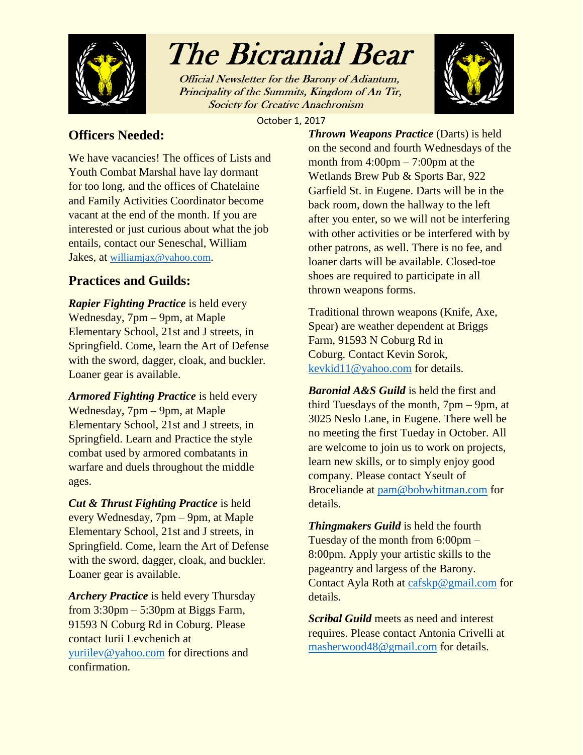# The Bicranial Bear

*Official Newsletter for the Barony of Adiantum, Principality of the Summits, Kingdom of An Tir, Society for Creative Anachronism*

October 1, 2017

## Officers Needed:

We have vacancies! The offices of Lists and Youth Combat Marshal have lay dormant for too long, and the offices of Chatelaine and Family Activities Coordinator become vacant at the end of the month. If you are interested or just curious about what the job entails, contact our Seneschal, William Jakes, at williamjax@yahoo.com.

## Practices and Guilds:

***Rapier Fighting Practice*** is held every Wednesday, 7pm – 9pm, at Maple Elementary School, 21st and J streets, in Springfield. Come, learn the Art of Defense with the sword, dagger, cloak, and buckler. Loaner gear is available.

***Armored Fighting Practice*** is held every Wednesday, 7pm – 9pm, at Maple Elementary School, 21st and J streets, in Springfield. Learn and Practice the style combat used by armored combatants in warfare and duels throughout the middle ages.

***Cut & Thrust Fighting Practice*** is held every Wednesday, 7pm – 9pm, at Maple Elementary School, 21st and J streets, in Springfield. Come, learn the Art of Defense with the sword, dagger, cloak, and buckler. Loaner gear is available.

***Archery Practice*** is held every Thursday from 3:30pm – 5:30pm at Biggs Farm, 91593 N Coburg Rd in Coburg. Please contact Iurii Levchenich at yuriilev@yahoo.com for directions and confirmation.

***Thrown Weapons Practice*** (Darts) is held on the second and fourth Wednesdays of the month from 4:00pm – 7:00pm at the Wetlands Brew Pub & Sports Bar, 922 Garfield St. in Eugene. Darts will be in the back room, down the hallway to the left after you enter, so we will not be interfering with other activities or be interfered with by other patrons, as well. There is no fee, and loaner darts will be available. Closed-toe shoes are required to participate in all thrown weapons forms.

Traditional thrown weapons (Knife, Axe, Spear) are weather dependent at Briggs Farm, 91593 N Coburg Rd in Coburg. Contact Kevin Sorok, kevkid11@yahoo.com for details.

***Baronial A&S Guild*** is held the first and third Tuesdays of the month, 7pm – 9pm, at 3025 Neslo Lane, in Eugene. There well be no meeting the first Tueday in October. All are welcome to join us to work on projects, learn new skills, or to simply enjoy good company. Please contact Yseult of Broceliande at pam@bobwhitman.com for details.

***Thingmakers Guild*** is held the fourth Tuesday of the month from 6:00pm – 8:00pm. Apply your artistic skills to the pageantry and largess of the Barony. Contact Ayla Roth at cafskp@gmail.com for details.

***Scribal Guild*** meets as need and interest requires. Please contact Antonia Crivelli at masherwood48@gmail.com for details.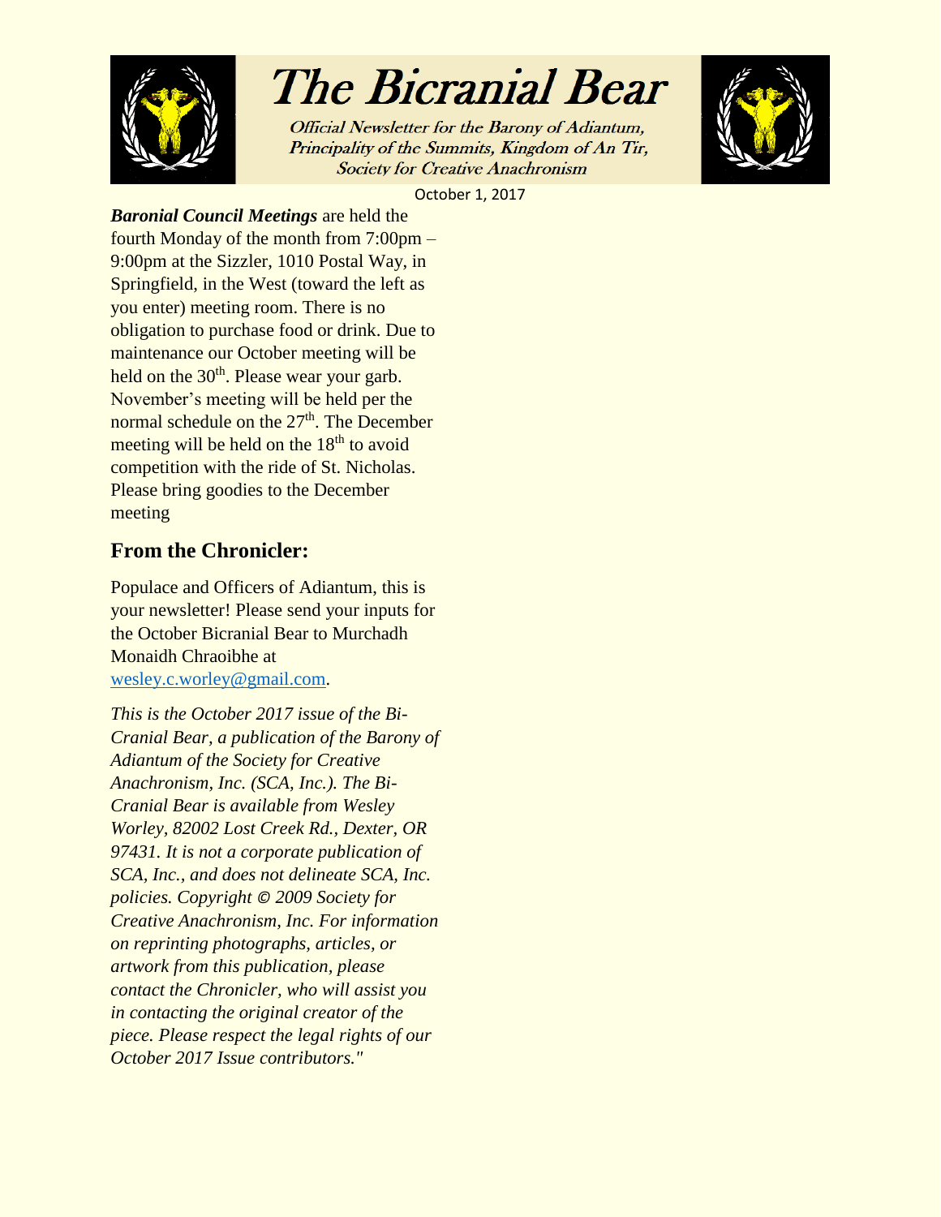# The Bicranial Bear

Official Newsletter for the Barony of Adiantum, Principality of the Summits, Kingdom of An Tir, Society for Creative Anachronism

October 1, 2017

***Baronial Council Meetings*** are held the fourth Monday of the month from 7:00pm – 9:00pm at the Sizzler, 1010 Postal Way, in Springfield, in the West (toward the left as you enter) meeting room. There is no obligation to purchase food or drink. Due to maintenance our October meeting will be held on the 30th. Please wear your garb. November's meeting will be held per the normal schedule on the 27th. The December meeting will be held on the 18th to avoid competition with the ride of St. Nicholas. Please bring goodies to the December meeting

## From the Chronicler:

Populace and Officers of Adiantum, this is your newsletter! Please send your inputs for the October Bicranial Bear to Murchadh Monaidh Chraoibhe at [wesley.c.worley@gmail.com](mailto:wesley.c.worley@gmail.com).

*This is the October 2017 issue of the Bi-Cranial Bear, a publication of the Barony of Adiantum of the Society for Creative Anachronism, Inc. (SCA, Inc.). The Bi-Cranial Bear is available from Wesley Worley, 82002 Lost Creek Rd., Dexter, OR 97431. It is not a corporate publication of SCA, Inc., and does not delineate SCA, Inc. policies. Copyright © 2009 Society for Creative Anachronism, Inc. For information on reprinting photographs, articles, or artwork from this publication, please contact the Chronicler, who will assist you in contacting the original creator of the piece. Please respect the legal rights of our October 2017 Issue contributors."*